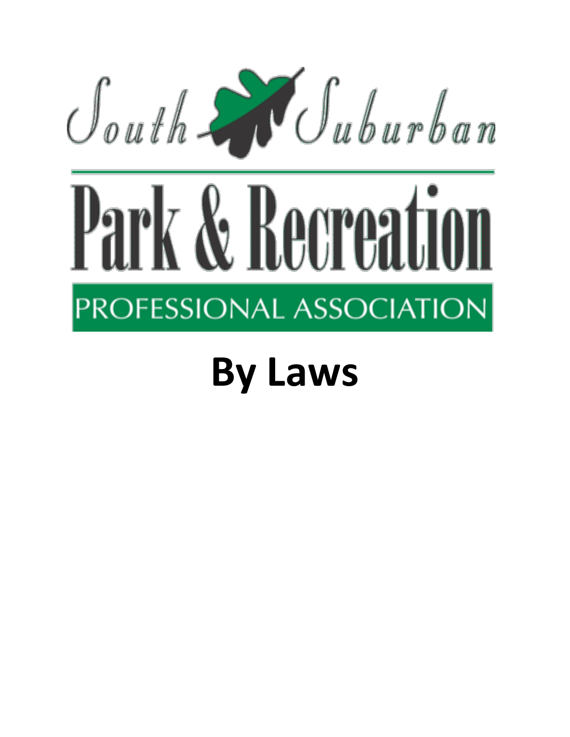South Suburban

# Park & Recreation

PROFESSIONAL ASSOCIATION

# By Laws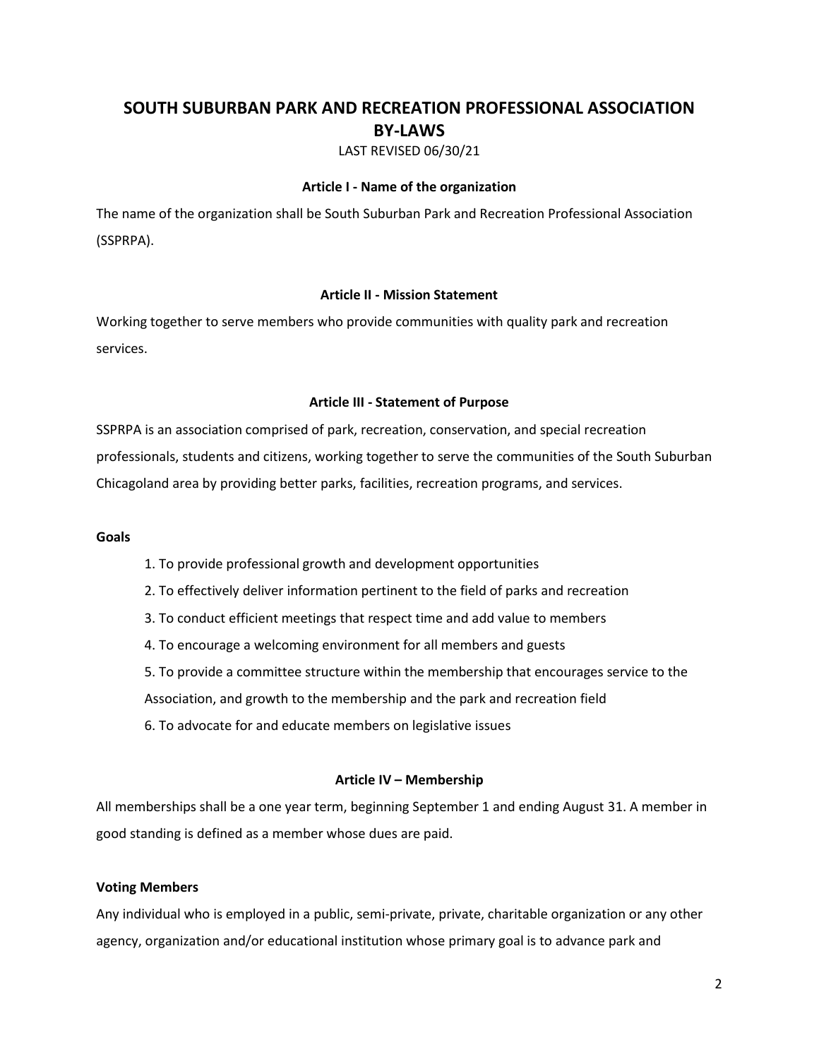# SOUTH SUBURBAN PARK AND RECREATION PROFESSIONAL ASSOCIATION BY-LAWS

LAST REVISED 06/30/21

### Article I - Name of the organization

The name of the organization shall be South Suburban Park and Recreation Professional Association (SSPRPA).

### Article II - Mission Statement

Working together to serve members who provide communities with quality park and recreation services.

### Article III - Statement of Purpose

SSPRPA is an association comprised of park, recreation, conservation, and special recreation professionals, students and citizens, working together to serve the communities of the South Suburban Chicagoland area by providing better parks, facilities, recreation programs, and services.

**Goals**

1. To provide professional growth and development opportunities
2. To effectively deliver information pertinent to the field of parks and recreation
3. To conduct efficient meetings that respect time and add value to members
4. To encourage a welcoming environment for all members and guests
5. To provide a committee structure within the membership that encourages service to the Association, and growth to the membership and the park and recreation field
6. To advocate for and educate members on legislative issues

### Article IV – Membership

All memberships shall be a one year term, beginning September 1 and ending August 31. A member in good standing is defined as a member whose dues are paid.

**Voting Members**

Any individual who is employed in a public, semi-private, private, charitable organization or any other agency, organization and/or educational institution whose primary goal is to advance park and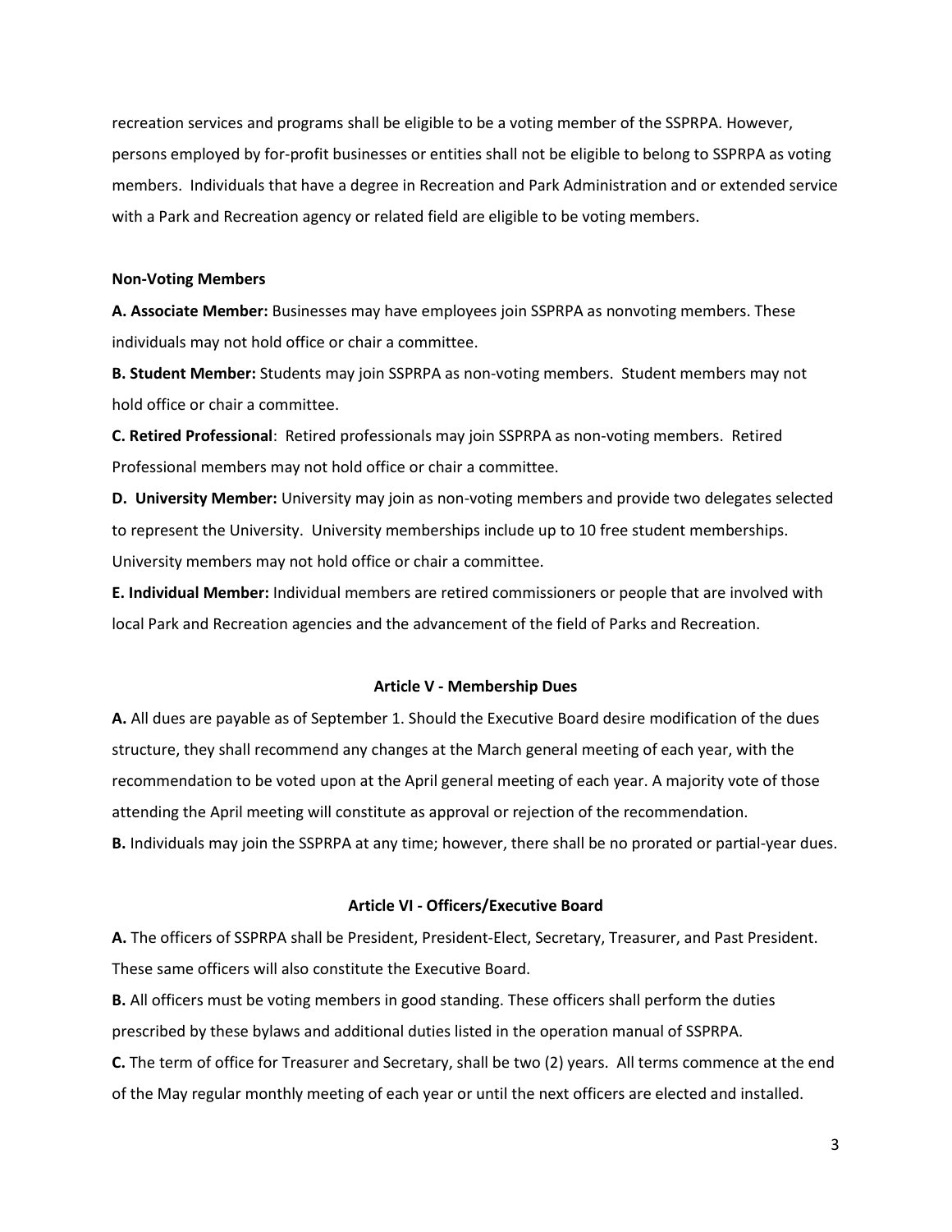recreation services and programs shall be eligible to be a voting member of the SSPRPA. However, persons employed by for-profit businesses or entities shall not be eligible to belong to SSPRPA as voting members. Individuals that have a degree in Recreation and Park Administration and or extended service with a Park and Recreation agency or related field are eligible to be voting members.

**Non-Voting Members**

**A. Associate Member:** Businesses may have employees join SSPRPA as nonvoting members. These individuals may not hold office or chair a committee.

**B. Student Member:** Students may join SSPRPA as non-voting members. Student members may not hold office or chair a committee.

**C. Retired Professional**: Retired professionals may join SSPRPA as non-voting members. Retired Professional members may not hold office or chair a committee.

**D. University Member:** University may join as non-voting members and provide two delegates selected to represent the University. University memberships include up to 10 free student memberships. University members may not hold office or chair a committee.

**E. Individual Member:** Individual members are retired commissioners or people that are involved with local Park and Recreation agencies and the advancement of the field of Parks and Recreation.

### Article V - Membership Dues

**A.** All dues are payable as of September 1. Should the Executive Board desire modification of the dues structure, they shall recommend any changes at the March general meeting of each year, with the recommendation to be voted upon at the April general meeting of each year. A majority vote of those attending the April meeting will constitute as approval or rejection of the recommendation.

**B.** Individuals may join the SSPRPA at any time; however, there shall be no prorated or partial-year dues.

### Article VI - Officers/Executive Board

**A.** The officers of SSPRPA shall be President, President-Elect, Secretary, Treasurer, and Past President. These same officers will also constitute the Executive Board.

**B.** All officers must be voting members in good standing. These officers shall perform the duties prescribed by these bylaws and additional duties listed in the operation manual of SSPRPA.

**C.** The term of office for Treasurer and Secretary, shall be two (2) years. All terms commence at the end of the May regular monthly meeting of each year or until the next officers are elected and installed.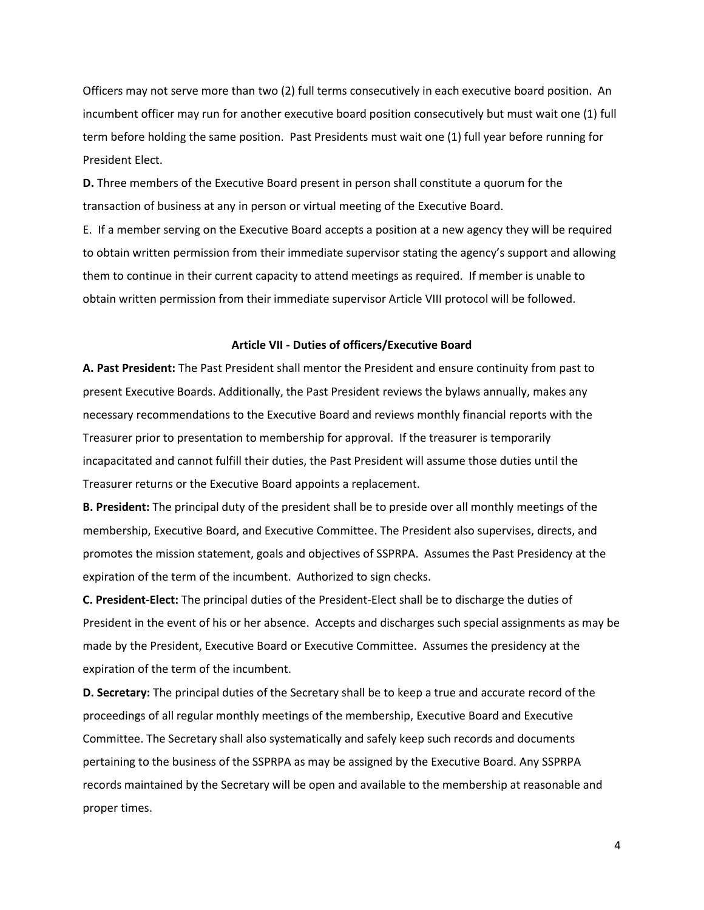Officers may not serve more than two (2) full terms consecutively in each executive board position. An incumbent officer may run for another executive board position consecutively but must wait one (1) full term before holding the same position. Past Presidents must wait one (1) full year before running for President Elect.

**D.** Three members of the Executive Board present in person shall constitute a quorum for the transaction of business at any in person or virtual meeting of the Executive Board.

E. If a member serving on the Executive Board accepts a position at a new agency they will be required to obtain written permission from their immediate supervisor stating the agency's support and allowing them to continue in their current capacity to attend meetings as required. If member is unable to obtain written permission from their immediate supervisor Article VIII protocol will be followed.

## Article VII - Duties of officers/Executive Board

**A. Past President:** The Past President shall mentor the President and ensure continuity from past to present Executive Boards. Additionally, the Past President reviews the bylaws annually, makes any necessary recommendations to the Executive Board and reviews monthly financial reports with the Treasurer prior to presentation to membership for approval. If the treasurer is temporarily incapacitated and cannot fulfill their duties, the Past President will assume those duties until the Treasurer returns or the Executive Board appoints a replacement.

**B. President:** The principal duty of the president shall be to preside over all monthly meetings of the membership, Executive Board, and Executive Committee. The President also supervises, directs, and promotes the mission statement, goals and objectives of SSPRPA. Assumes the Past Presidency at the expiration of the term of the incumbent. Authorized to sign checks.

**C. President-Elect:** The principal duties of the President-Elect shall be to discharge the duties of President in the event of his or her absence. Accepts and discharges such special assignments as may be made by the President, Executive Board or Executive Committee. Assumes the presidency at the expiration of the term of the incumbent.

**D. Secretary:** The principal duties of the Secretary shall be to keep a true and accurate record of the proceedings of all regular monthly meetings of the membership, Executive Board and Executive Committee. The Secretary shall also systematically and safely keep such records and documents pertaining to the business of the SSPRPA as may be assigned by the Executive Board. Any SSPRPA records maintained by the Secretary will be open and available to the membership at reasonable and proper times.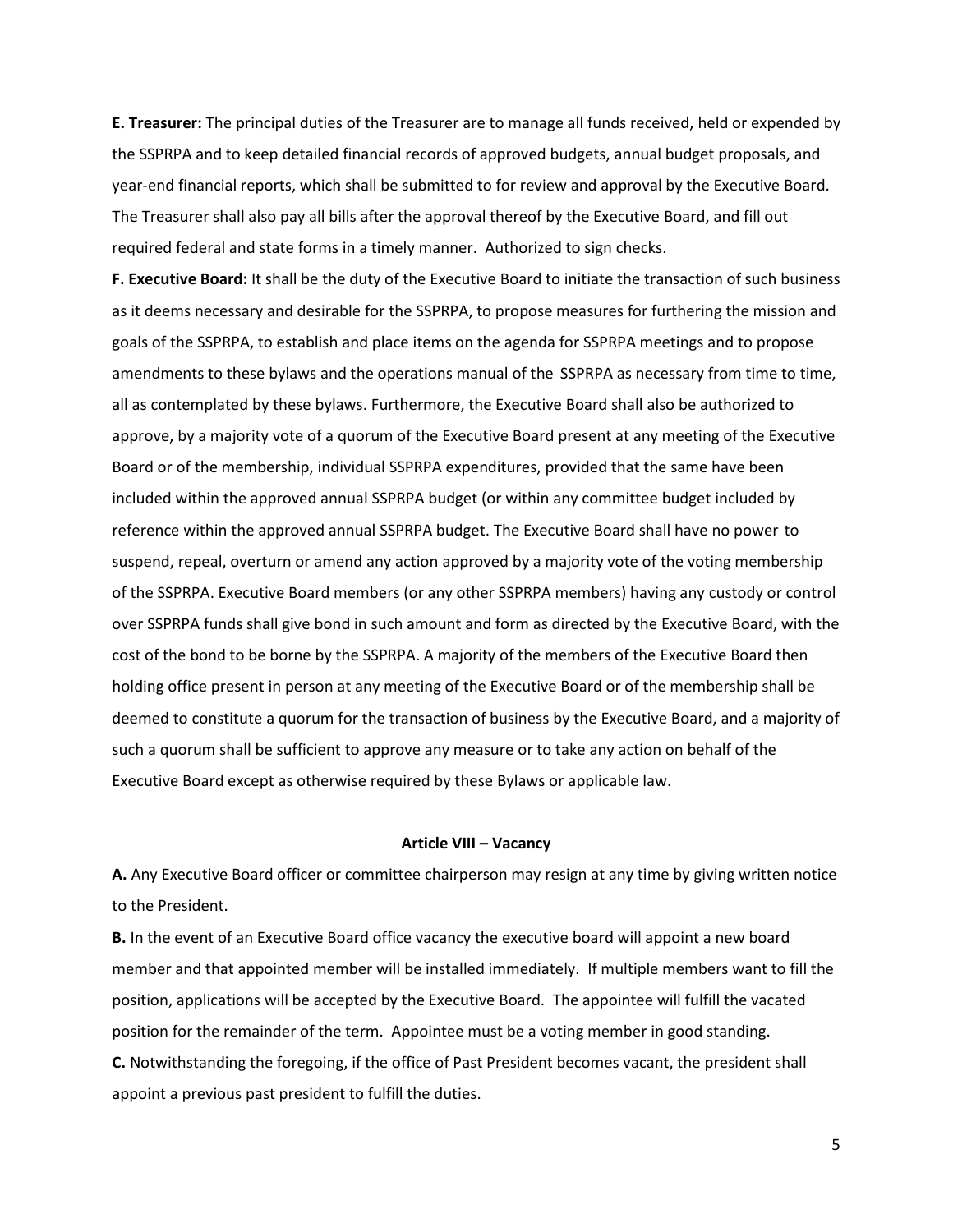**E. Treasurer:** The principal duties of the Treasurer are to manage all funds received, held or expended by the SSPRPA and to keep detailed financial records of approved budgets, annual budget proposals, and year-end financial reports, which shall be submitted to for review and approval by the Executive Board. The Treasurer shall also pay all bills after the approval thereof by the Executive Board, and fill out required federal and state forms in a timely manner. Authorized to sign checks.

**F. Executive Board:** It shall be the duty of the Executive Board to initiate the transaction of such business as it deems necessary and desirable for the SSPRPA, to propose measures for furthering the mission and goals of the SSPRPA, to establish and place items on the agenda for SSPRPA meetings and to propose amendments to these bylaws and the operations manual of the SSPRPA as necessary from time to time, all as contemplated by these bylaws. Furthermore, the Executive Board shall also be authorized to approve, by a majority vote of a quorum of the Executive Board present at any meeting of the Executive Board or of the membership, individual SSPRPA expenditures, provided that the same have been included within the approved annual SSPRPA budget (or within any committee budget included by reference within the approved annual SSPRPA budget. The Executive Board shall have no power to suspend, repeal, overturn or amend any action approved by a majority vote of the voting membership of the SSPRPA. Executive Board members (or any other SSPRPA members) having any custody or control over SSPRPA funds shall give bond in such amount and form as directed by the Executive Board, with the cost of the bond to be borne by the SSPRPA. A majority of the members of the Executive Board then holding office present in person at any meeting of the Executive Board or of the membership shall be deemed to constitute a quorum for the transaction of business by the Executive Board, and a majority of such a quorum shall be sufficient to approve any measure or to take any action on behalf of the Executive Board except as otherwise required by these Bylaws or applicable law.

## Article VIII – Vacancy

**A.** Any Executive Board officer or committee chairperson may resign at any time by giving written notice to the President.

**B.** In the event of an Executive Board office vacancy the executive board will appoint a new board member and that appointed member will be installed immediately. If multiple members want to fill the position, applications will be accepted by the Executive Board. The appointee will fulfill the vacated position for the remainder of the term. Appointee must be a voting member in good standing.

**C.** Notwithstanding the foregoing, if the office of Past President becomes vacant, the president shall appoint a previous past president to fulfill the duties.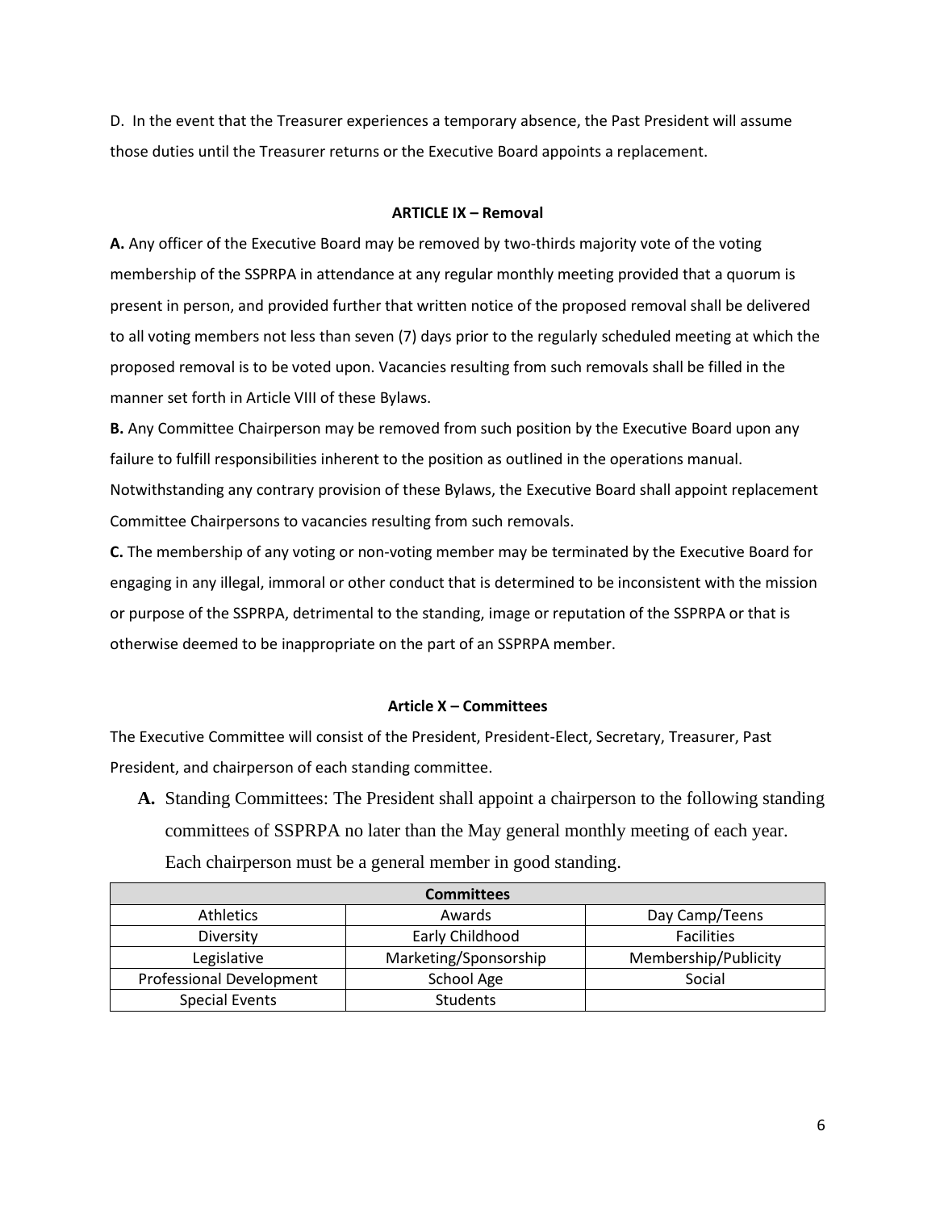D. In the event that the Treasurer experiences a temporary absence, the Past President will assume those duties until the Treasurer returns or the Executive Board appoints a replacement.

## ARTICLE IX – Removal

**A.** Any officer of the Executive Board may be removed by two-thirds majority vote of the voting membership of the SSPRPA in attendance at any regular monthly meeting provided that a quorum is present in person, and provided further that written notice of the proposed removal shall be delivered to all voting members not less than seven (7) days prior to the regularly scheduled meeting at which the proposed removal is to be voted upon. Vacancies resulting from such removals shall be filled in the manner set forth in Article VIII of these Bylaws.

**B.** Any Committee Chairperson may be removed from such position by the Executive Board upon any failure to fulfill responsibilities inherent to the position as outlined in the operations manual. Notwithstanding any contrary provision of these Bylaws, the Executive Board shall appoint replacement Committee Chairpersons to vacancies resulting from such removals.

**C.** The membership of any voting or non-voting member may be terminated by the Executive Board for engaging in any illegal, immoral or other conduct that is determined to be inconsistent with the mission or purpose of the SSPRPA, detrimental to the standing, image or reputation of the SSPRPA or that is otherwise deemed to be inappropriate on the part of an SSPRPA member.

## Article X – Committees

The Executive Committee will consist of the President, President-Elect, Secretary, Treasurer, Past President, and chairperson of each standing committee.

**A.** Standing Committees: The President shall appoint a chairperson to the following standing committees of SSPRPA no later than the May general monthly meeting of each year. Each chairperson must be a general member in good standing.

| Committees | | |
|---|---|---|
| Athletics | Awards | Day Camp/Teens |
| Diversity | Early Childhood | Facilities |
| Legislative | Marketing/Sponsorship | Membership/Publicity |
| Professional Development | School Age | Social |
| Special Events | Students | |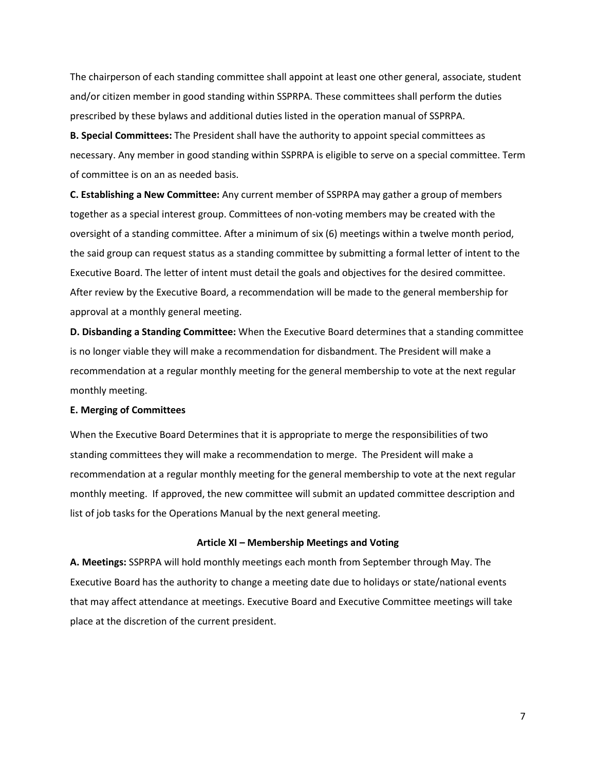The chairperson of each standing committee shall appoint at least one other general, associate, student and/or citizen member in good standing within SSPRPA. These committees shall perform the duties prescribed by these bylaws and additional duties listed in the operation manual of SSPRPA.

**B. Special Committees:** The President shall have the authority to appoint special committees as necessary. Any member in good standing within SSPRPA is eligible to serve on a special committee. Term of committee is on an as needed basis.

**C. Establishing a New Committee:** Any current member of SSPRPA may gather a group of members together as a special interest group. Committees of non-voting members may be created with the oversight of a standing committee. After a minimum of six (6) meetings within a twelve month period, the said group can request status as a standing committee by submitting a formal letter of intent to the Executive Board. The letter of intent must detail the goals and objectives for the desired committee. After review by the Executive Board, a recommendation will be made to the general membership for approval at a monthly general meeting.

**D. Disbanding a Standing Committee:** When the Executive Board determines that a standing committee is no longer viable they will make a recommendation for disbandment. The President will make a recommendation at a regular monthly meeting for the general membership to vote at the next regular monthly meeting.

**E. Merging of Committees**

When the Executive Board Determines that it is appropriate to merge the responsibilities of two standing committees they will make a recommendation to merge. The President will make a recommendation at a regular monthly meeting for the general membership to vote at the next regular monthly meeting. If approved, the new committee will submit an updated committee description and list of job tasks for the Operations Manual by the next general meeting.

### Article XI – Membership Meetings and Voting

**A. Meetings:** SSPRPA will hold monthly meetings each month from September through May. The Executive Board has the authority to change a meeting date due to holidays or state/national events that may affect attendance at meetings. Executive Board and Executive Committee meetings will take place at the discretion of the current president.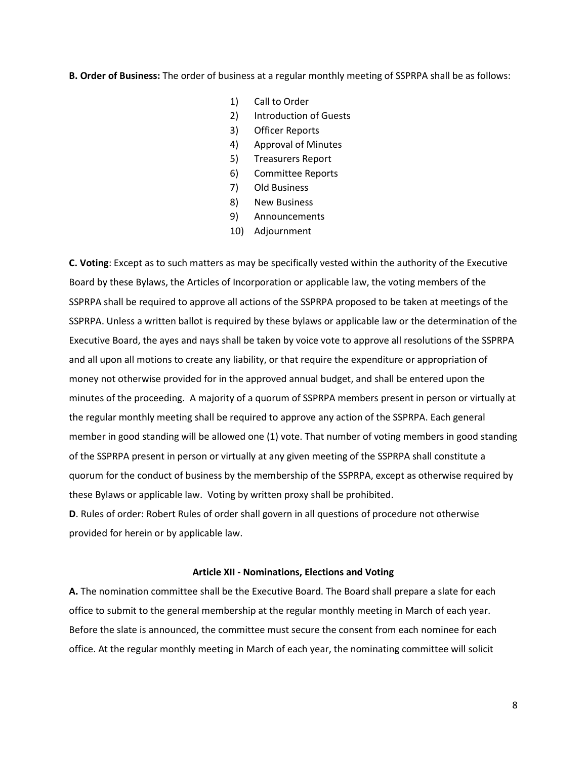**B. Order of Business:** The order of business at a regular monthly meeting of SSPRPA shall be as follows:

1) Call to Order
2) Introduction of Guests
3) Officer Reports
4) Approval of Minutes
5) Treasurers Report
6) Committee Reports
7) Old Business
8) New Business
9) Announcements
10) Adjournment

**C. Voting**: Except as to such matters as may be specifically vested within the authority of the Executive Board by these Bylaws, the Articles of Incorporation or applicable law, the voting members of the SSPRPA shall be required to approve all actions of the SSPRPA proposed to be taken at meetings of the SSPRPA. Unless a written ballot is required by these bylaws or applicable law or the determination of the Executive Board, the ayes and nays shall be taken by voice vote to approve all resolutions of the SSPRPA and all upon all motions to create any liability, or that require the expenditure or appropriation of money not otherwise provided for in the approved annual budget, and shall be entered upon the minutes of the proceeding. A majority of a quorum of SSPRPA members present in person or virtually at the regular monthly meeting shall be required to approve any action of the SSPRPA. Each general member in good standing will be allowed one (1) vote. That number of voting members in good standing of the SSPRPA present in person or virtually at any given meeting of the SSPRPA shall constitute a quorum for the conduct of business by the membership of the SSPRPA, except as otherwise required by these Bylaws or applicable law. Voting by written proxy shall be prohibited.

**D**. Rules of order: Robert Rules of order shall govern in all questions of procedure not otherwise provided for herein or by applicable law.

## Article XII - Nominations, Elections and Voting

**A.** The nomination committee shall be the Executive Board. The Board shall prepare a slate for each office to submit to the general membership at the regular monthly meeting in March of each year. Before the slate is announced, the committee must secure the consent from each nominee for each office. At the regular monthly meeting in March of each year, the nominating committee will solicit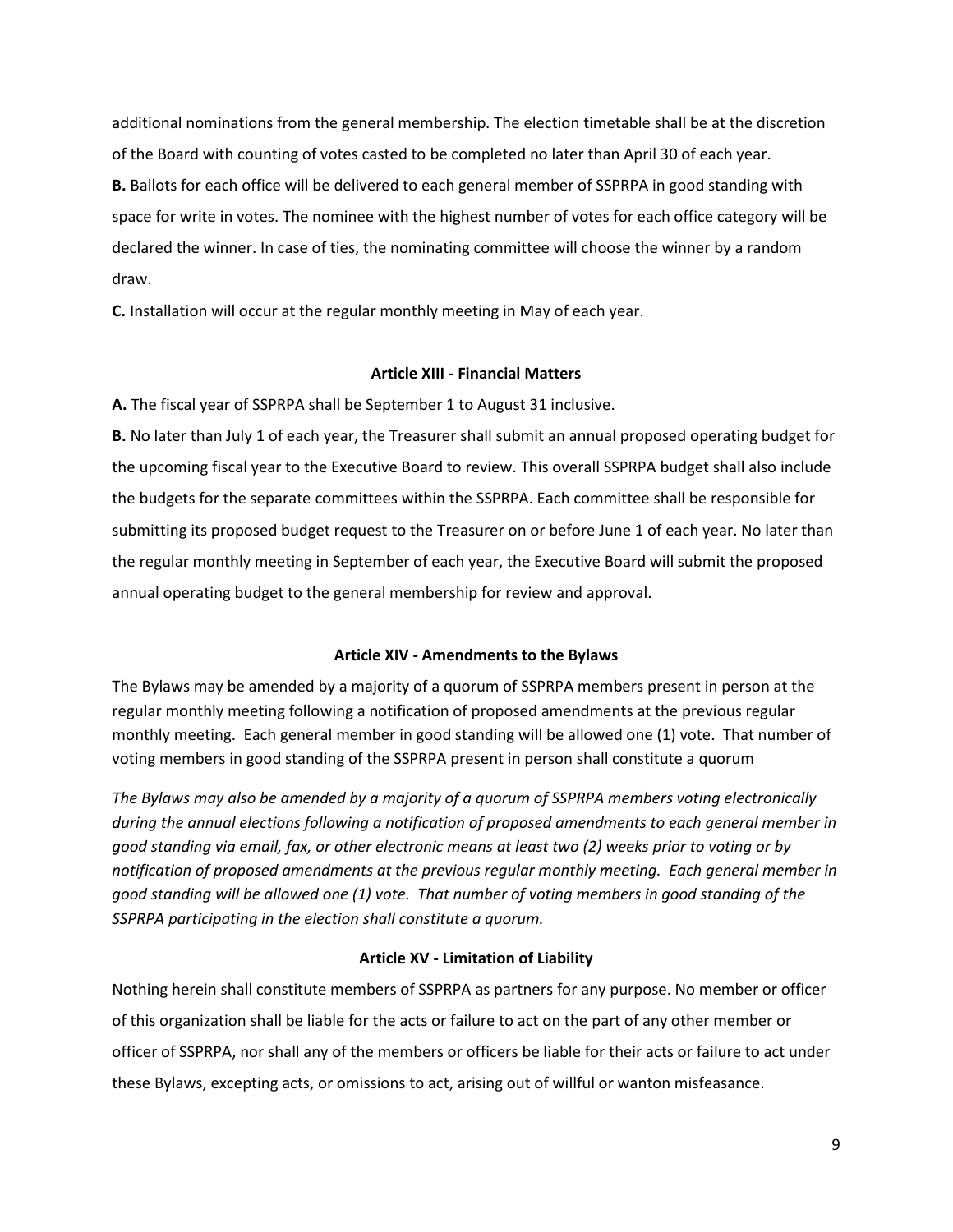additional nominations from the general membership. The election timetable shall be at the discretion of the Board with counting of votes casted to be completed no later than April 30 of each year.

**B.** Ballots for each office will be delivered to each general member of SSPRPA in good standing with space for write in votes. The nominee with the highest number of votes for each office category will be declared the winner. In case of ties, the nominating committee will choose the winner by a random draw.

**C.** Installation will occur at the regular monthly meeting in May of each year.

### Article XIII - Financial Matters

**A.** The fiscal year of SSPRPA shall be September 1 to August 31 inclusive.

**B.** No later than July 1 of each year, the Treasurer shall submit an annual proposed operating budget for the upcoming fiscal year to the Executive Board to review. This overall SSPRPA budget shall also include the budgets for the separate committees within the SSPRPA. Each committee shall be responsible for submitting its proposed budget request to the Treasurer on or before June 1 of each year. No later than the regular monthly meeting in September of each year, the Executive Board will submit the proposed annual operating budget to the general membership for review and approval.

### Article XIV - Amendments to the Bylaws

The Bylaws may be amended by a majority of a quorum of SSPRPA members present in person at the regular monthly meeting following a notification of proposed amendments at the previous regular monthly meeting. Each general member in good standing will be allowed one (1) vote. That number of voting members in good standing of the SSPRPA present in person shall constitute a quorum

*The Bylaws may also be amended by a majority of a quorum of SSPRPA members voting electronically during the annual elections following a notification of proposed amendments to each general member in good standing via email, fax, or other electronic means at least two (2) weeks prior to voting or by notification of proposed amendments at the previous regular monthly meeting. Each general member in good standing will be allowed one (1) vote. That number of voting members in good standing of the SSPRPA participating in the election shall constitute a quorum.*

### Article XV - Limitation of Liability

Nothing herein shall constitute members of SSPRPA as partners for any purpose. No member or officer of this organization shall be liable for the acts or failure to act on the part of any other member or officer of SSPRPA, nor shall any of the members or officers be liable for their acts or failure to act under these Bylaws, excepting acts, or omissions to act, arising out of willful or wanton misfeasance.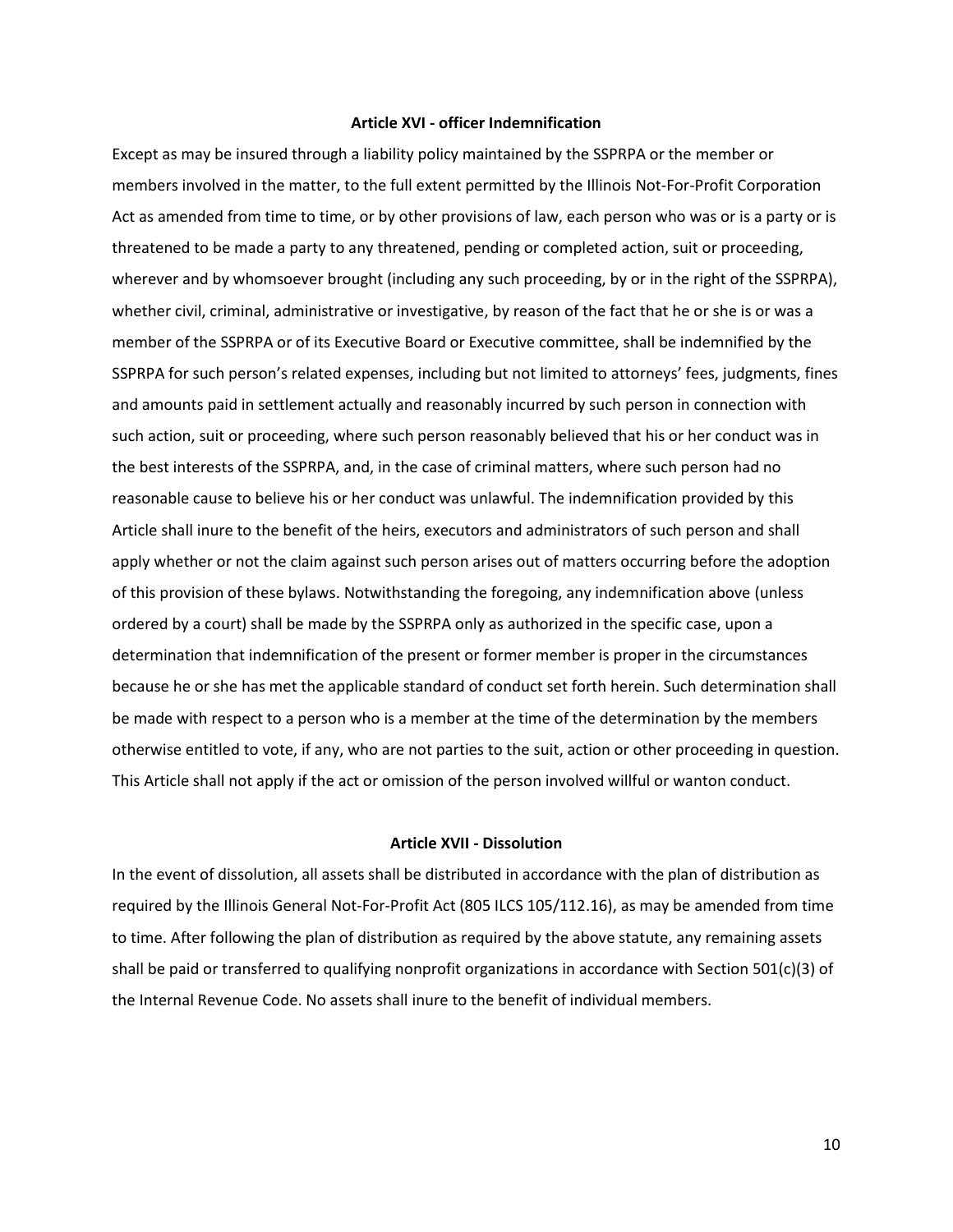## Article XVI - officer Indemnification

Except as may be insured through a liability policy maintained by the SSPRPA or the member or members involved in the matter, to the full extent permitted by the Illinois Not-For-Profit Corporation Act as amended from time to time, or by other provisions of law, each person who was or is a party or is threatened to be made a party to any threatened, pending or completed action, suit or proceeding, wherever and by whomsoever brought (including any such proceeding, by or in the right of the SSPRPA), whether civil, criminal, administrative or investigative, by reason of the fact that he or she is or was a member of the SSPRPA or of its Executive Board or Executive committee, shall be indemnified by the SSPRPA for such person's related expenses, including but not limited to attorneys' fees, judgments, fines and amounts paid in settlement actually and reasonably incurred by such person in connection with such action, suit or proceeding, where such person reasonably believed that his or her conduct was in the best interests of the SSPRPA, and, in the case of criminal matters, where such person had no reasonable cause to believe his or her conduct was unlawful. The indemnification provided by this Article shall inure to the benefit of the heirs, executors and administrators of such person and shall apply whether or not the claim against such person arises out of matters occurring before the adoption of this provision of these bylaws. Notwithstanding the foregoing, any indemnification above (unless ordered by a court) shall be made by the SSPRPA only as authorized in the specific case, upon a determination that indemnification of the present or former member is proper in the circumstances because he or she has met the applicable standard of conduct set forth herein. Such determination shall be made with respect to a person who is a member at the time of the determination by the members otherwise entitled to vote, if any, who are not parties to the suit, action or other proceeding in question. This Article shall not apply if the act or omission of the person involved willful or wanton conduct.

## Article XVII - Dissolution

In the event of dissolution, all assets shall be distributed in accordance with the plan of distribution as required by the Illinois General Not-For-Profit Act (805 ILCS 105/112.16), as may be amended from time to time. After following the plan of distribution as required by the above statute, any remaining assets shall be paid or transferred to qualifying nonprofit organizations in accordance with Section 501(c)(3) of the Internal Revenue Code. No assets shall inure to the benefit of individual members.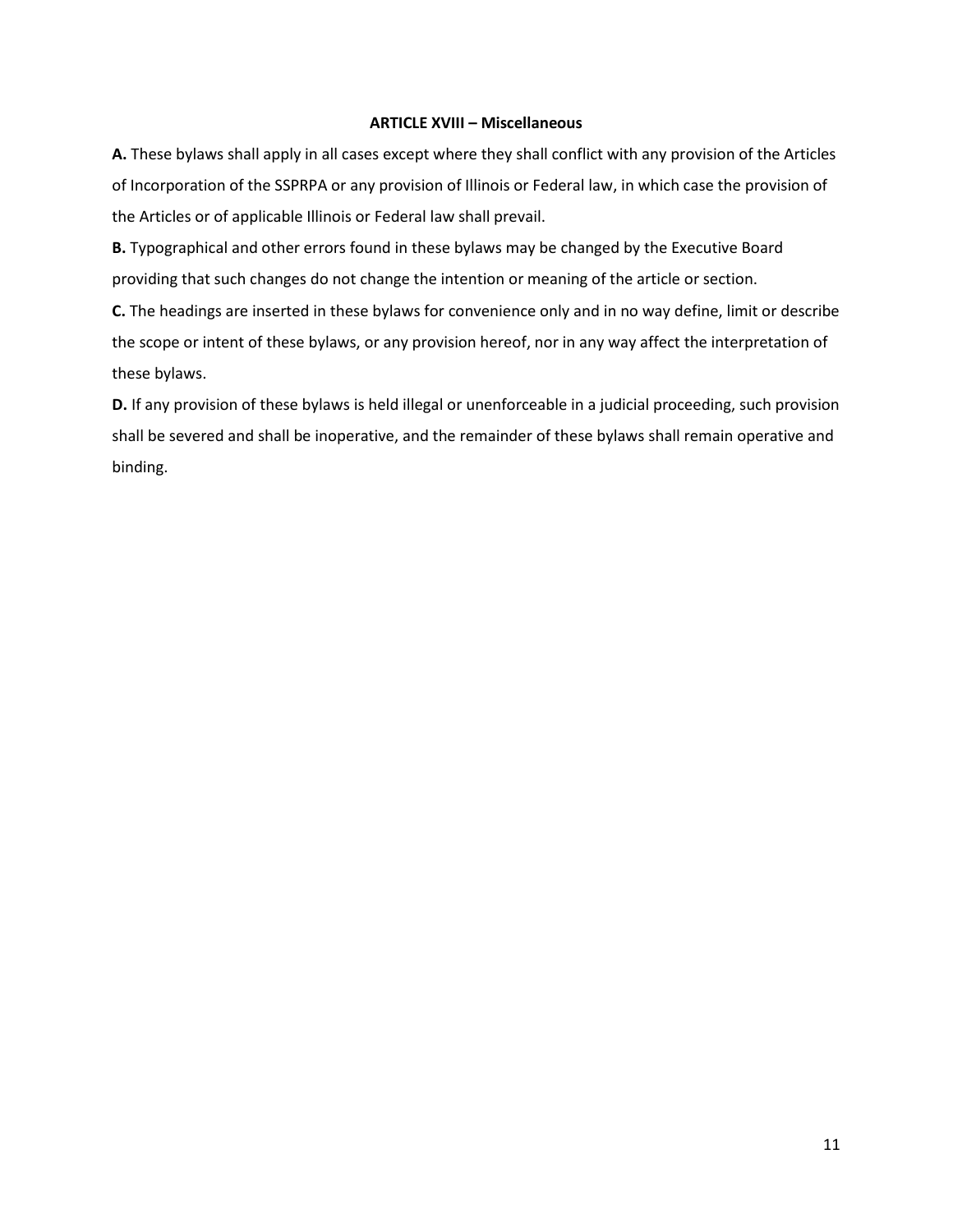## ARTICLE XVIII – Miscellaneous

**A.** These bylaws shall apply in all cases except where they shall conflict with any provision of the Articles of Incorporation of the SSPRPA or any provision of Illinois or Federal law, in which case the provision of the Articles or of applicable Illinois or Federal law shall prevail.

**B.** Typographical and other errors found in these bylaws may be changed by the Executive Board providing that such changes do not change the intention or meaning of the article or section.

**C.** The headings are inserted in these bylaws for convenience only and in no way define, limit or describe the scope or intent of these bylaws, or any provision hereof, nor in any way affect the interpretation of these bylaws.

**D.** If any provision of these bylaws is held illegal or unenforceable in a judicial proceeding, such provision shall be severed and shall be inoperative, and the remainder of these bylaws shall remain operative and binding.